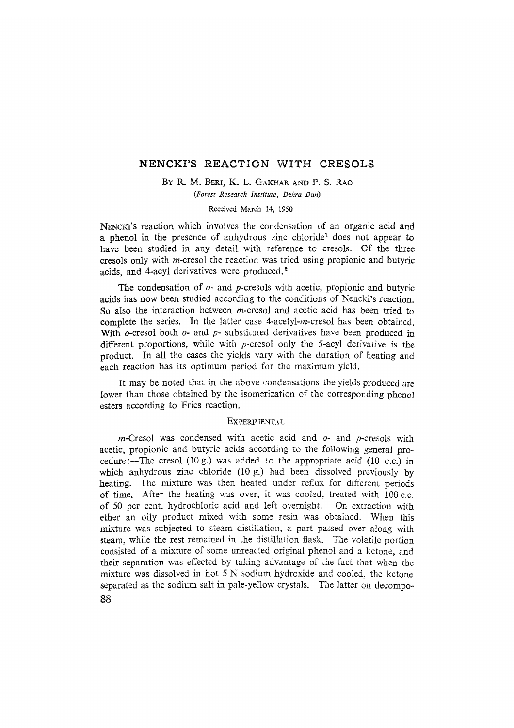# NENCKI'S REACTION WITH CRESOLS

BY R. M. BERI, K. L. GAKHAR AND P. S. RAO

*(Forest Research Institute, Dehra Dun)*

Received March 14, 1950

NENCKI'S reaction which involves the condensation of an organic acid and a phenol in the presence of anhydrous zinc chloride[1] does not appear to have been studied in any detail with reference to cresols. Of the three cresols only with *m*-cresol the reaction was tried using propionic and butyric acids, and 4-acyl derivatives were produced.[2]

The condensation of *o*- and *p*-cresols with acetic, propionic and butyric acids has now been studied according to the conditions of Nencki's reaction. So also the interaction between *m*-cresol and acetic acid has been tried to complete the series. In the latter case 4-acetyl-*m*-cresol has been obtained. With *o*-cresol both *o*- and *p*- substituted derivatives have been produced in different proportions, while with *p*-cresol only the 5-acyl derivative is the product. In all the cases the yields vary with the duration of heating and each reaction has its optimum period for the maximum yield.

It may be noted that in the above condensations the yields produced are lower than those obtained by the isomerization of the corresponding phenol esters according to Fries reaction.

## EXPERIMENTAL

*m*-Cresol was condensed with acetic acid and *o*- and *p*-cresols with acetic, propionic and butyric acids according to the following general procedure:—The cresol (10 g.) was added to the appropriate acid (10 c.c.) in which anhydrous zinc chloride (10 g.) had been dissolved previously by heating. The mixture was then heated under reflux for different periods of time. After the heating was over, it was cooled, treated with 100 c.c. of 50 per cent. hydrochloric acid and left overnight. On extraction with ether an oily product mixed with some resin was obtained. When this mixture was subjected to steam distillation, a part passed over along with steam, while the rest remained in the distillation flask. The volatile portion consisted of a mixture of some unreacted original phenol and a ketone, and their separation was effected by taking advantage of the fact that when the mixture was dissolved in hot 5 N sodium hydroxide and cooled, the ketone separated as the sodium salt in pale-yellow crystals. The latter on decompo-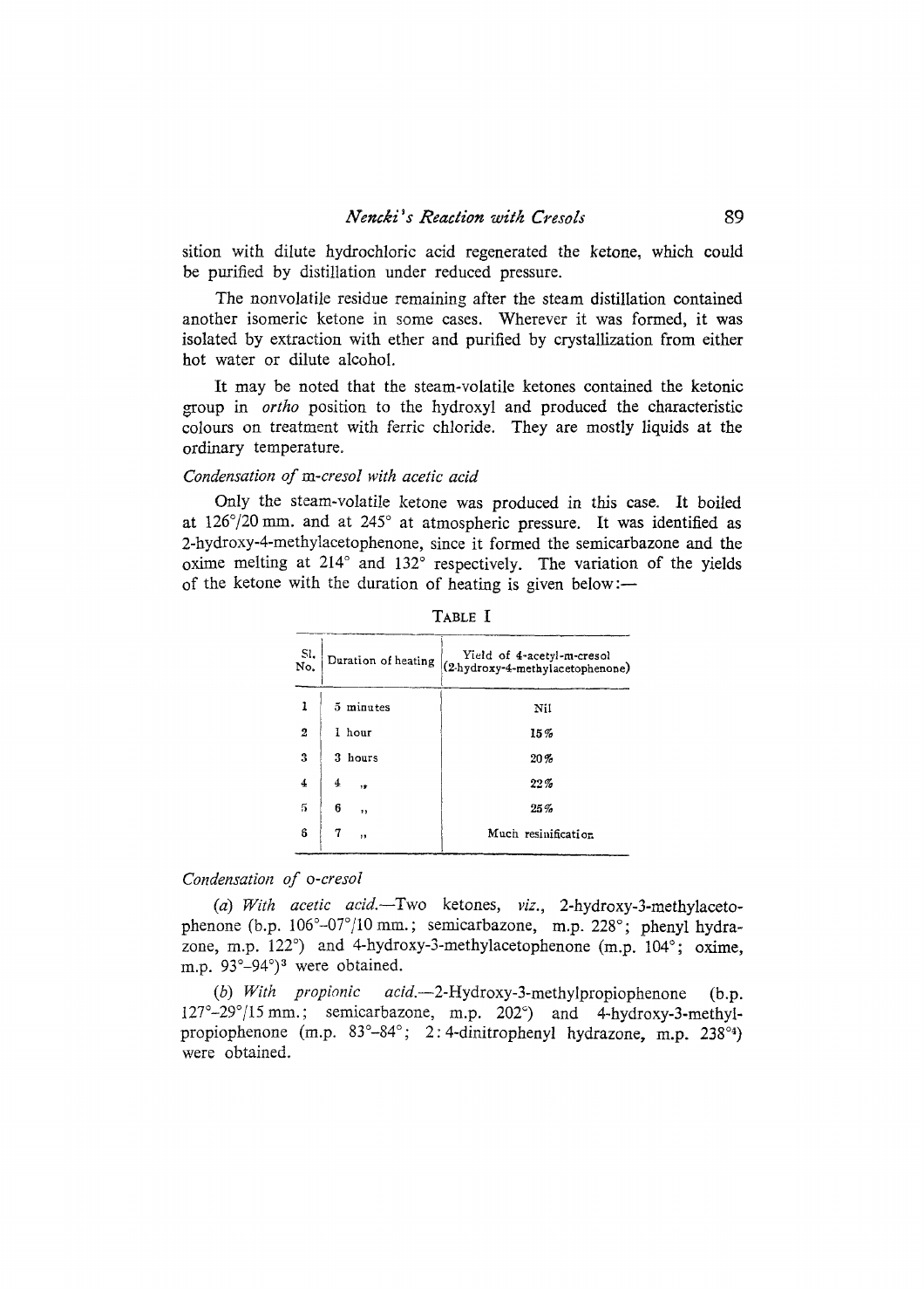sition with dilute hydrochloric acid regenerated the ketone, which could be purified by distillation under reduced pressure.

The nonvolatile residue remaining after the steam distillation contained another isomeric ketone in some cases. Wherever it was formed, it was isolated by extraction with ether and purified by crystallization from either hot water or dilute alcohol.

It may be noted that the steam-volatile ketones contained the ketonic group in *ortho* position to the hydroxyl and produced the characteristic colours on treatment with ferric chloride. They are mostly liquids at the ordinary temperature.

*Condensation of* m-*cresol with acetic acid*

Only the steam-volatile ketone was produced in this case. It boiled at 126°/20 mm. and at 245° at atmospheric pressure. It was identified as 2-hydroxy-4-methylacetophenone, since it formed the semicarbazone and the oxime melting at 214° and 132° respectively. The variation of the yields of the ketone with the duration of heating is given below:—

TABLE I

| Sl. No. | Duration of heating | Yield of 4-acetyl-m-cresol (2-hydroxy-4-methylacetophenone) |
|---|---|---|
| 1 | 5 minutes | Nil |
| 2 | 1 hour | 15% |
| 3 | 3 hours | 20% |
| 4 | 4 ,, | 22% |
| 5 | 6 ,, | 25% |
| 6 | 7 ,, | Much resinification |

*Condensation of* o-*cresol*

(*a*) *With acetic acid.*—Two ketones, *viz.*, 2-hydroxy-3-methylacetophenone (b.p. 106°–07°/10 mm.; semicarbazone, m.p. 228°; phenyl hydrazone, m.p. 122°) and 4-hydroxy-3-methylacetophenone (m.p. 104°; oxime, m.p. 93°–94°)[3] were obtained.

(*b*) *With propionic acid.*—2-Hydroxy-3-methylpropiophenone (b.p. 127°–29°/15 mm.; semicarbazone, m.p. 202°) and 4-hydroxy-3-methylpropiophenone (m.p. 83°–84°; 2:4-dinitrophenyl hydrazone, m.p. 238°[4]) were obtained.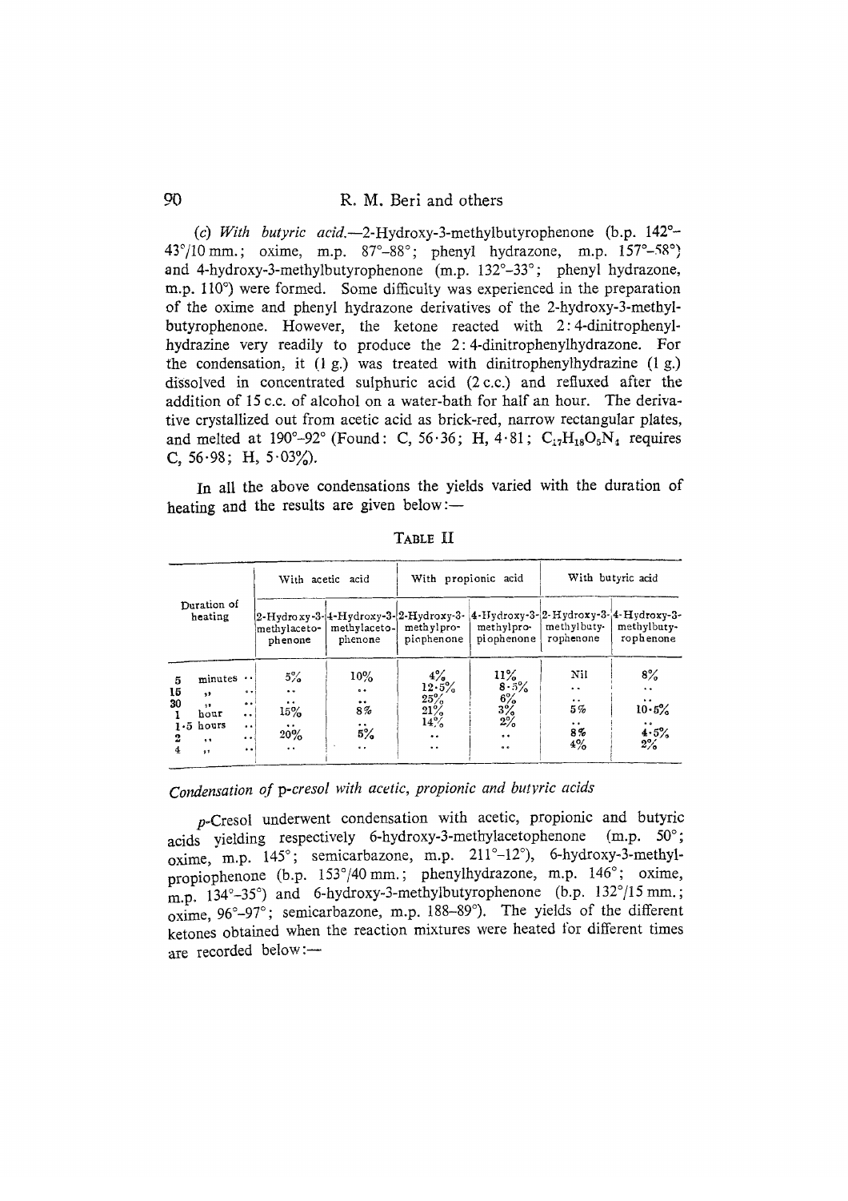(c) *With butyric acid*.—2-Hydroxy-3-methylbutyrophenone (b.p. 142°–43°/10 mm.; oxime, m.p. 87°–88°; phenyl hydrazone, m.p. 157°–58°) and 4-hydroxy-3-methylbutyrophenone (m.p. 132°–33°; phenyl hydrazone, m.p. 110°) were formed. Some difficulty was experienced in the preparation of the oxime and phenyl hydrazone derivatives of the 2-hydroxy-3-methylbutyrophenone. However, the ketone reacted with 2:4-dinitrophenylhydrazine very readily to produce the 2:4-dinitrophenylhydrazone. For the condensation, it (1 g.) was treated with dinitrophenylhydrazine (1 g.) dissolved in concentrated sulphuric acid (2 c.c.) and refluxed after the addition of 15 c.c. of alcohol on a water-bath for half an hour. The derivative crystallized out from acetic acid as brick-red, narrow rectangular plates, and melted at 190°–92° (Found: C, 56·36; H, 4·81; $C_{17}H_{18}O_5N_4$ requires C, 56·98; H, 5·03%).

In all the above condensations the yields varied with the duration of heating and the results are given below:—

TABLE II

| Duration of heating | With acetic acid | | With propionic acid | | With butyric acid | |
|---|---|---|---|---|---|---|
| | 2-Hydroxy-3-methylacetophenone | 4-Hydroxy-3-methylacetophenone | 2-Hydroxy-3-methylpropiophenone | 4-Hydroxy-3-methylpropiophenone | 2-Hydroxy-3-methylbutyrophenone | 4-Hydroxy-3-methylbutyrophenone |
| 5 minutes | 5% | 10% | 4% | 11% | Nil | 8% |
| 15 ,, | .. | .. | 12·5% | 8·5% | .. | .. |
| 30 ,, | .. | .. | 25% | 6% | .. | .. |
| 1 hour | 15% | 8% | 21% | 3% | 5% | 10·5% |
| 1·5 hours | .. | .. | 14% | 2% | .. | .. |
| 2 ,, | 20% | 5% | .. | .. | 8% | 4·5% |
| 4 ,, | .. | .. | .. | .. | 4% | 2% |

## *Condensation of* p-*cresol with acetic, propionic and butyric acids*

*p*-Cresol underwent condensation with acetic, propionic and butyric acids yielding respectively 6-hydroxy-3-methylacetophenone (m.p. 50°; oxime, m.p. 145°; semicarbazone, m.p. 211°–12°), 6-hydroxy-3-methylpropiophenone (b.p. 153°/40 mm.; phenylhydrazone, m.p. 146°; oxime, m.p. 134°–35°) and 6-hydroxy-3-methylbutyrophenone (b.p. 132°/15 mm.; oxime, 96°–97°; semicarbazone, m.p. 188–89°). The yields of the different ketones obtained when the reaction mixtures were heated for different times are recorded below:—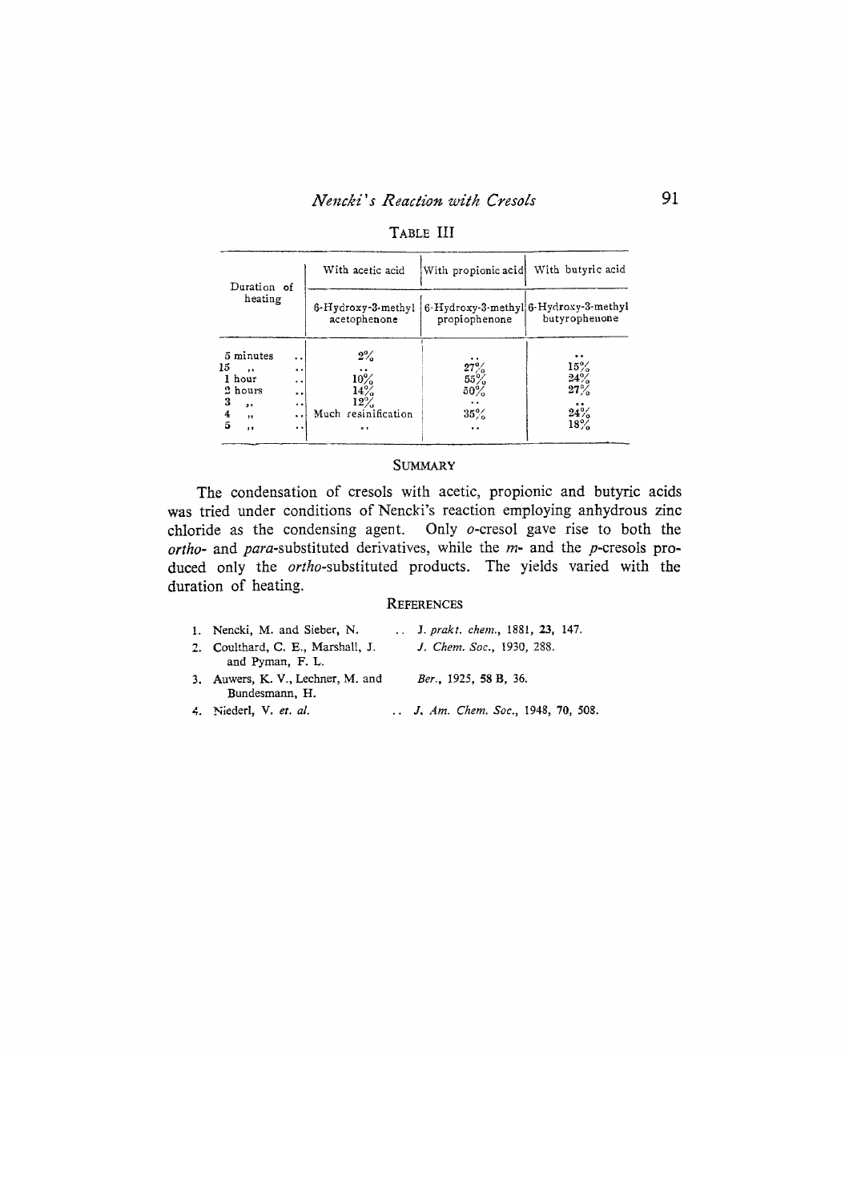TABLE III

| Duration of heating | With acetic acid | With propionic acid | With butyric acid |
|---|---|---|---|
| | 6-Hydroxy-3-methyl acetophenone | 6-Hydroxy-3-methyl propiophenone | 6-Hydroxy-3-methyl butyrophenone |
| 5 minutes .. | 2% | .. | .. |
| 15 ,, .. | .. | 27% | 15% |
| 1 hour .. | 10% | 55% | 24% |
| 2 hours .. | 14% | 50% | 27% |
| 3 ,, .. | 12% | .. | .. |
| 4 ,, .. | Much resinification | 35% | 24% |
| 5 ,, .. | .. | .. | 18% |

## SUMMARY

The condensation of cresols with acetic, propionic and butyric acids was tried under conditions of Nencki's reaction employing anhydrous zinc chloride as the condensing agent. Only *o*-cresol gave rise to both the *ortho*- and *para*-substituted derivatives, while the *m*- and the *p*-cresols produced only the *ortho*-substituted products. The yields varied with the duration of heating.

## REFERENCES

1. Nencki, M. and Sieber, N. .. *J. prakt. chem.*, 1881, **23**, 147.
2. Coulthard, C. E., Marshall, J. and Pyman, F. L. *J. Chem. Soc.*, 1930, 288.
3. Auwers, K. V., Lechner, M. and Bundesmann, H. *Ber.*, 1925, **58 B**, 36.
4. Niederl, V. *et. al.* .. *J. Am. Chem. Soc.*, 1948, **70**, 508.